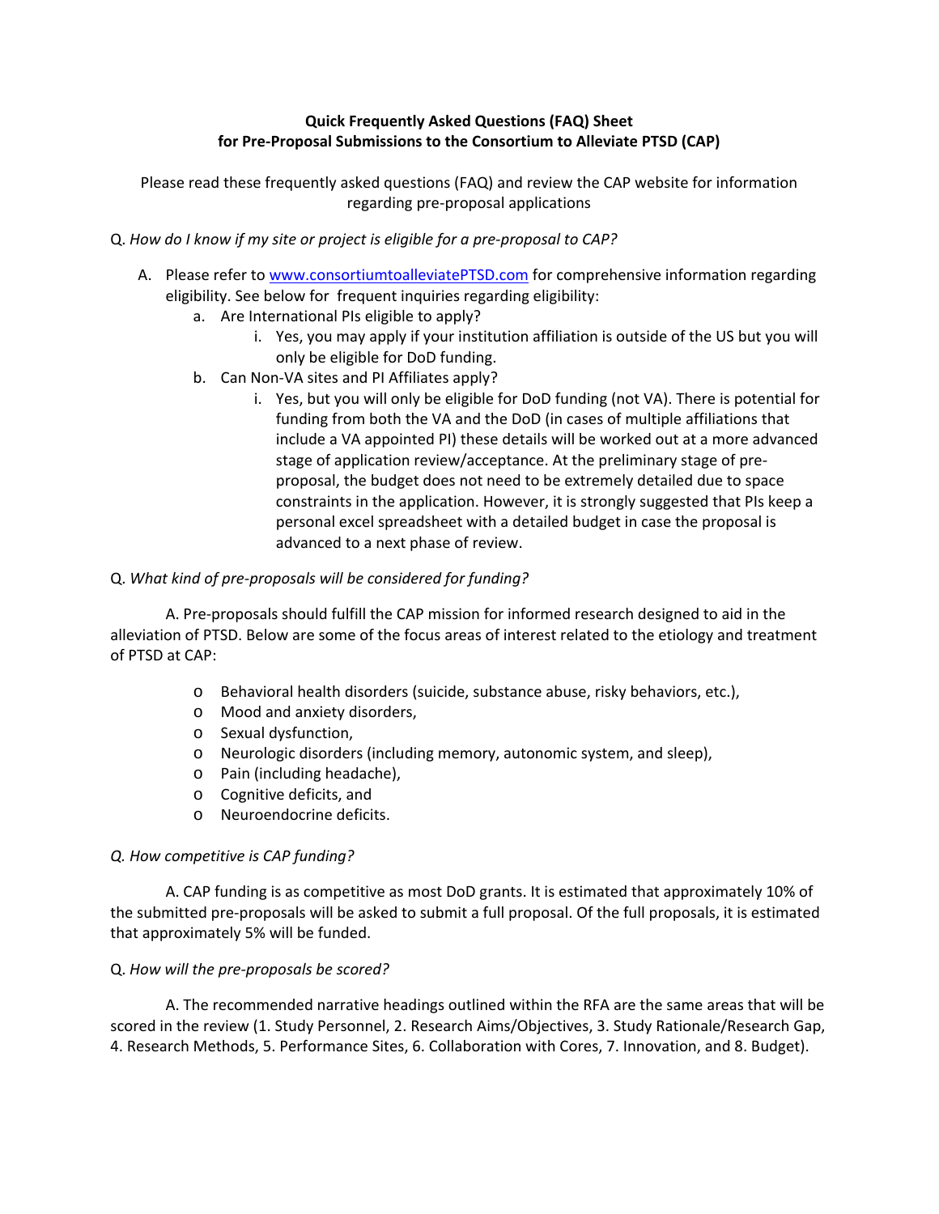**Quick Frequently Asked Questions (FAQ) Sheet**
**for Pre-Proposal Submissions to the Consortium to Alleviate PTSD (CAP)**

Please read these frequently asked questions (FAQ) and review the CAP website for information regarding pre-proposal applications

Q. *How do I know if my site or project is eligible for a pre-proposal to CAP?*

A. Please refer to [www.consortiumtoalleviatePTSD.com](www.consortiumtoalleviatePTSD.com) for comprehensive information regarding eligibility. See below for frequent inquiries regarding eligibility:

   a. Are International PIs eligible to apply?
      i. Yes, you may apply if your institution affiliation is outside of the US but you will only be eligible for DoD funding.
   b. Can Non-VA sites and PI Affiliates apply?
      i. Yes, but you will only be eligible for DoD funding (not VA). There is potential for funding from both the VA and the DoD (in cases of multiple affiliations that include a VA appointed PI) these details will be worked out at a more advanced stage of application review/acceptance. At the preliminary stage of pre-proposal, the budget does not need to be extremely detailed due to space constraints in the application. However, it is strongly suggested that PIs keep a personal excel spreadsheet with a detailed budget in case the proposal is advanced to a next phase of review.

Q. *What kind of pre-proposals will be considered for funding?*

A. Pre-proposals should fulfill the CAP mission for informed research designed to aid in the alleviation of PTSD. Below are some of the focus areas of interest related to the etiology and treatment of PTSD at CAP:

- Behavioral health disorders (suicide, substance abuse, risky behaviors, etc.),
- Mood and anxiety disorders,
- Sexual dysfunction,
- Neurologic disorders (including memory, autonomic system, and sleep),
- Pain (including headache),
- Cognitive deficits, and
- Neuroendocrine deficits.

*Q. How competitive is CAP funding?*

A. CAP funding is as competitive as most DoD grants. It is estimated that approximately 10% of the submitted pre-proposals will be asked to submit a full proposal. Of the full proposals, it is estimated that approximately 5% will be funded.

Q. *How will the pre-proposals be scored?*

A. The recommended narrative headings outlined within the RFA are the same areas that will be scored in the review (1. Study Personnel, 2. Research Aims/Objectives, 3. Study Rationale/Research Gap, 4. Research Methods, 5. Performance Sites, 6. Collaboration with Cores, 7. Innovation, and 8. Budget).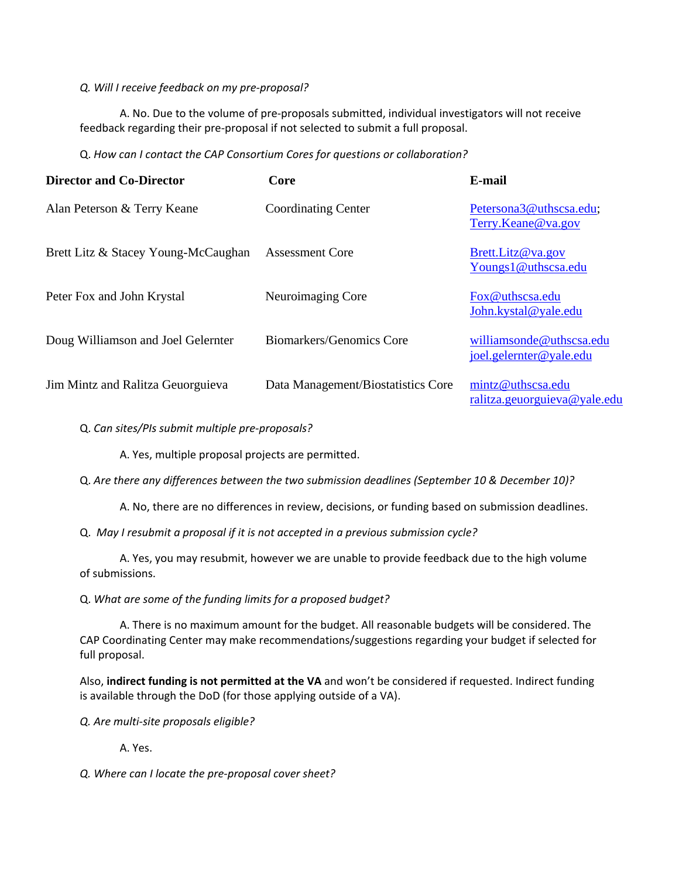*Q. Will I receive feedback on my pre-proposal?*

A. No. Due to the volume of pre-proposals submitted, individual investigators will not receive feedback regarding their pre-proposal if not selected to submit a full proposal.

Q. *How can I contact the CAP Consortium Cores for questions or collaboration?*

| **Director and Co-Director** | **Core** | **E-mail** |
|---|---|---|
| Alan Peterson & Terry Keane | Coordinating Center | Petersona3@uthscsa.edu; Terry.Keane@va.gov |
| Brett Litz & Stacey Young-McCaughan | Assessment Core | Brett.Litz@va.gov Youngs1@uthscsa.edu |
| Peter Fox and John Krystal | Neuroimaging Core | Fox@uthscsa.edu John.kystal@yale.edu |
| Doug Williamson and Joel Gelernter | Biomarkers/Genomics Core | williamsonde@uthscsa.edu joel.gelernter@yale.edu |
| Jim Mintz and Ralitza Geuorguieva | Data Management/Biostatistics Core | mintz@uthscsa.edu ralitza.geuorguieva@yale.edu |

Q. *Can sites/PIs submit multiple pre-proposals?*

A. Yes, multiple proposal projects are permitted.

Q. *Are there any differences between the two submission deadlines (September 10 & December 10)?*

A. No, there are no differences in review, decisions, or funding based on submission deadlines.

Q. *May I resubmit a proposal if it is not accepted in a previous submission cycle?*

A. Yes, you may resubmit, however we are unable to provide feedback due to the high volume of submissions.

Q. *What are some of the funding limits for a proposed budget?*

A. There is no maximum amount for the budget. All reasonable budgets will be considered. The CAP Coordinating Center may make recommendations/suggestions regarding your budget if selected for full proposal.

Also, **indirect funding is not permitted at the VA** and won't be considered if requested. Indirect funding is available through the DoD (for those applying outside of a VA).

*Q. Are multi-site proposals eligible?*

A. Yes.

*Q. Where can I locate the pre-proposal cover sheet?*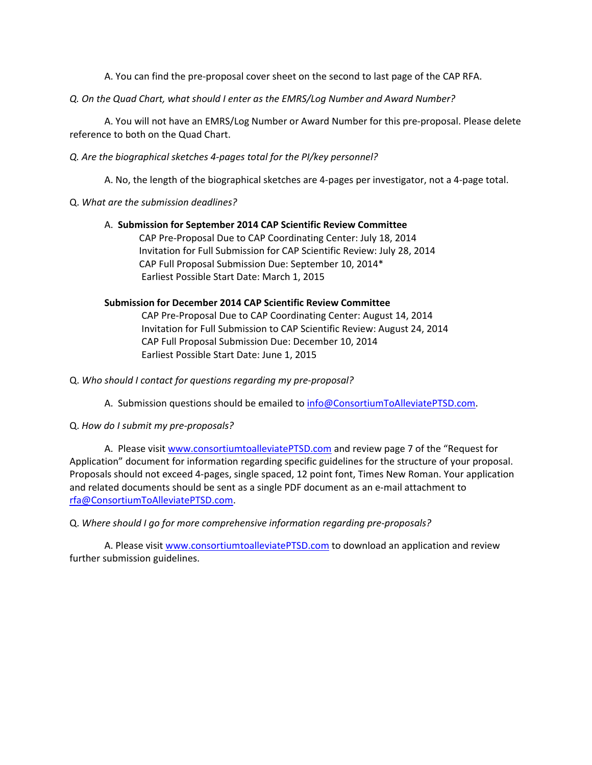A. You can find the pre-proposal cover sheet on the second to last page of the CAP RFA.

*Q. On the Quad Chart, what should I enter as the EMRS/Log Number and Award Number?*

A. You will not have an EMRS/Log Number or Award Number for this pre-proposal. Please delete reference to both on the Quad Chart.

*Q. Are the biographical sketches 4-pages total for the PI/key personnel?*

A. No, the length of the biographical sketches are 4-pages per investigator, not a 4-page total.

Q. *What are the submission deadlines?*

A. **Submission for September 2014 CAP Scientific Review Committee**

CAP Pre-Proposal Due to CAP Coordinating Center: July 18, 2014
Invitation for Full Submission for CAP Scientific Review: July 28, 2014
CAP Full Proposal Submission Due: September 10, 2014*
Earliest Possible Start Date: March 1, 2015

**Submission for December 2014 CAP Scientific Review Committee**

CAP Pre-Proposal Due to CAP Coordinating Center: August 14, 2014
Invitation for Full Submission to CAP Scientific Review: August 24, 2014
CAP Full Proposal Submission Due: December 10, 2014
Earliest Possible Start Date: June 1, 2015

Q. *Who should I contact for questions regarding my pre-proposal?*

A. Submission questions should be emailed to info@ConsortiumToAlleviatePTSD.com.

Q. *How do I submit my pre-proposals?*

A. Please visit www.consortiumtoalleviatePTSD.com and review page 7 of the "Request for Application" document for information regarding specific guidelines for the structure of your proposal. Proposals should not exceed 4-pages, single spaced, 12 point font, Times New Roman. Your application and related documents should be sent as a single PDF document as an e-mail attachment to rfa@ConsortiumToAlleviatePTSD.com.

Q. *Where should I go for more comprehensive information regarding pre-proposals?*

A. Please visit www.consortiumtoalleviatePTSD.com to download an application and review further submission guidelines.